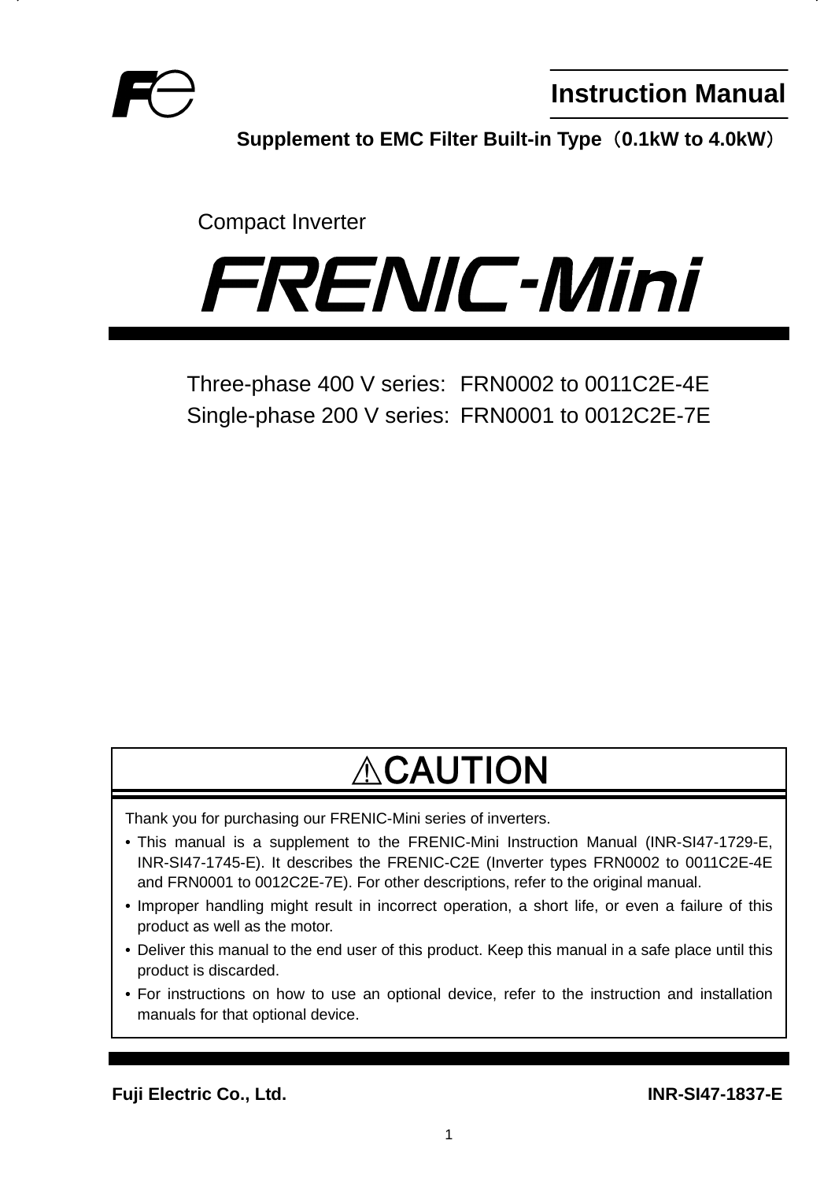# Instruction Manual

**Supplement to EMC Filter Built-in Type（0.1kW to 4.0kW）**

Compact Inverter

# FRENIC-Mini

Three-phase 400 V series: FRN0002 to 0011C2E-4E
Single-phase 200 V series: FRN0001 to 0012C2E-7E

## ⚠CAUTION

Thank you for purchasing our FRENIC-Mini series of inverters.

- This manual is a supplement to the FRENIC-Mini Instruction Manual (INR-SI47-1729-E, INR-SI47-1745-E). It describes the FRENIC-C2E (Inverter types FRN0002 to 0011C2E-4E and FRN0001 to 0012C2E-7E). For other descriptions, refer to the original manual.
- Improper handling might result in incorrect operation, a short life, or even a failure of this product as well as the motor.
- Deliver this manual to the end user of this product. Keep this manual in a safe place until this product is discarded.
- For instructions on how to use an optional device, refer to the instruction and installation manuals for that optional device.

**Fuji Electric Co., Ltd.** **INR-SI47-1837-E**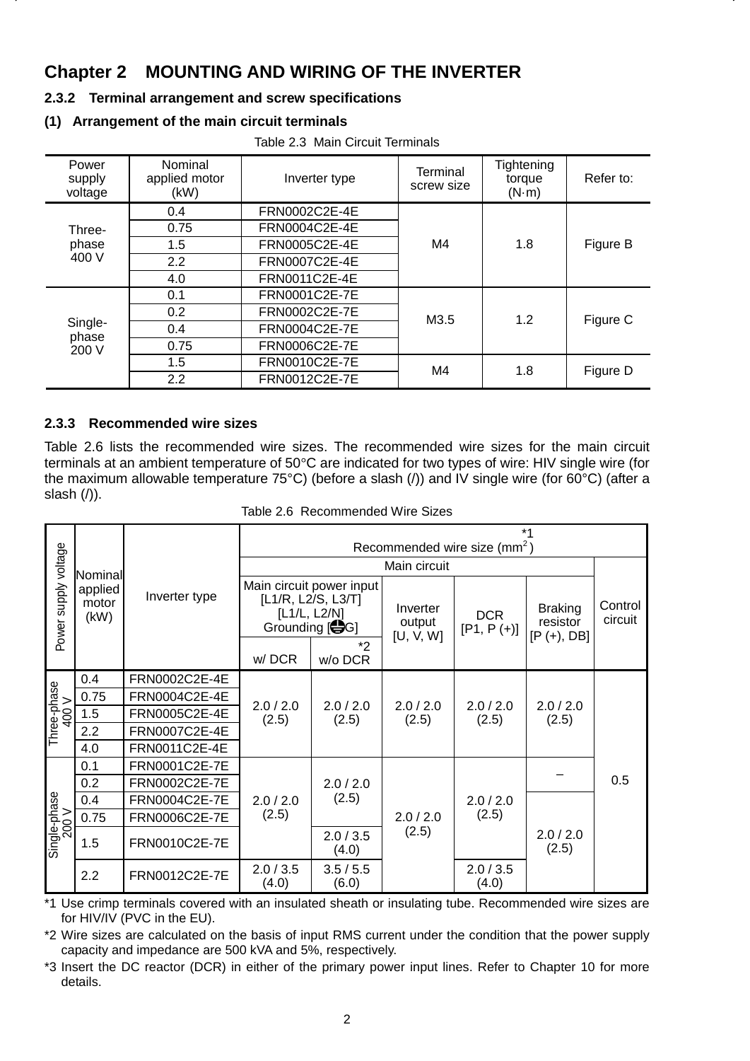# Chapter 2 MOUNTING AND WIRING OF THE INVERTER

## 2.3.2 Terminal arrangement and screw specifications

### (1) Arrangement of the main circuit terminals

Table 2.3 Main Circuit Terminals

| Power supply voltage | Nominal applied motor (kW) | Inverter type | Terminal screw size | Tightening torque (N·m) | Refer to: |
|---|---|---|---|---|---|
| Three-phase 400 V | 0.4 | FRN0002C2E-4E | M4 | 1.8 | Figure B |
| | 0.75 | FRN0004C2E-4E | | | |
| | 1.5 | FRN0005C2E-4E | | | |
| | 2.2 | FRN0007C2E-4E | | | |
| | 4.0 | FRN0011C2E-4E | | | |
| Single-phase 200 V | 0.1 | FRN0001C2E-7E | M3.5 | 1.2 | Figure C |
| | 0.2 | FRN0002C2E-7E | | | |
| | 0.4 | FRN0004C2E-7E | | | |
| | 0.75 | FRN0006C2E-7E | | | |
| | 1.5 | FRN0010C2E-7E | M4 | 1.8 | Figure D |
| | 2.2 | FRN0012C2E-7E | | | |

## 2.3.3 Recommended wire sizes

Table 2.6 lists the recommended wire sizes. The recommended wire sizes for the main circuit terminals at an ambient temperature of 50°C are indicated for two types of wire: HIV single wire (for the maximum allowable temperature 75°C) (before a slash (/)) and IV single wire (for 60°C) (after a slash (/)).

Table 2.6 Recommended Wire Sizes

| Power supply voltage | Nominal applied motor (kW) | Inverter type | Recommended wire size (mm$^2$) *1 | | | | | |
|---|---|---|---|---|---|---|---|---|
| | | | Main circuit | | | | | Control circuit |
| | | | Main circuit power input [L1/R, L2/S, L3/T] [L1/L, L2/N] Grounding [⏚G] | | Inverter output [U, V, W] | DCR [P1, P (+)] | Braking resistor [P (+), DB] | |
| | | | w/ DCR | *2 w/o DCR | | | | |
| Three-phase 400 V | 0.4 | FRN0002C2E-4E | 2.0 / 2.0 (2.5) | 2.0 / 2.0 (2.5) | 2.0 / 2.0 (2.5) | 2.0 / 2.0 (2.5) | 2.0 / 2.0 (2.5) | 0.5 |
| | 0.75 | FRN0004C2E-4E | | | | | | |
| | 1.5 | FRN0005C2E-4E | | | | | | |
| | 2.2 | FRN0007C2E-4E | | | | | | |
| | 4.0 | FRN0011C2E-4E | | | | | | |
| Single-phase 200 V | 0.1 | FRN0001C2E-7E | 2.0 / 2.0 (2.5) | 2.0 / 2.0 (2.5) | 2.0 / 2.0 (2.5) | 2.0 / 2.0 (2.5) | – | |
| | 0.2 | FRN0002C2E-7E | | | | | | |
| | 0.4 | FRN0004C2E-7E | | | | | 2.0 / 2.0 (2.5) | |
| | 0.75 | FRN0006C2E-7E | | | | | | |
| | 1.5 | FRN0010C2E-7E | | 2.0 / 3.5 (4.0) | | | | |
| | 2.2 | FRN0012C2E-7E | 2.0 / 3.5 (4.0) | 3.5 / 5.5 (6.0) | | 2.0 / 3.5 (4.0) | | |

*1 Use crimp terminals covered with an insulated sheath or insulating tube. Recommended wire sizes are for HIV/IV (PVC in the EU).

*2 Wire sizes are calculated on the basis of input RMS current under the condition that the power supply capacity and impedance are 500 kVA and 5%, respectively.

*3 Insert the DC reactor (DCR) in either of the primary power input lines. Refer to Chapter 10 for more details.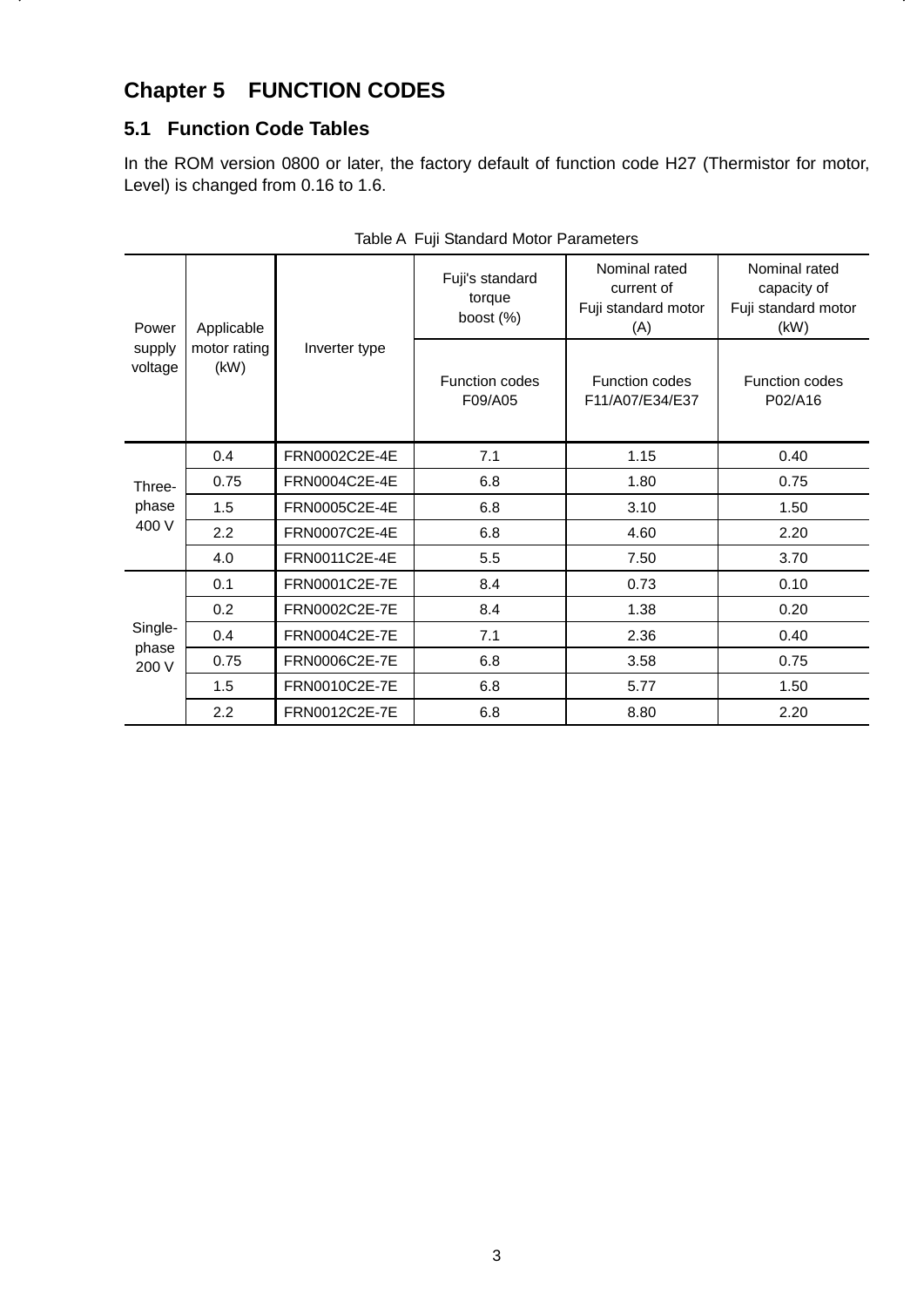# Chapter 5 FUNCTION CODES

## 5.1 Function Code Tables

In the ROM version 0800 or later, the factory default of function code H27 (Thermistor for motor, Level) is changed from 0.16 to 1.6.

Table A Fuji Standard Motor Parameters

| Power supply voltage | Applicable motor rating (kW) | Inverter type | Fuji's standard torque boost (%) | Nominal rated current of Fuji standard motor (A) | Nominal rated capacity of Fuji standard motor (kW) |
|---|---|---|---|---|---|
| | | | Function codes F09/A05 | Function codes F11/A07/E34/E37 | Function codes P02/A16 |
| Three-phase 400 V | 0.4 | FRN0002C2E-4E | 7.1 | 1.15 | 0.40 |
| | 0.75 | FRN0004C2E-4E | 6.8 | 1.80 | 0.75 |
| | 1.5 | FRN0005C2E-4E | 6.8 | 3.10 | 1.50 |
| | 2.2 | FRN0007C2E-4E | 6.8 | 4.60 | 2.20 |
| | 4.0 | FRN0011C2E-4E | 5.5 | 7.50 | 3.70 |
| Single-phase 200 V | 0.1 | FRN0001C2E-7E | 8.4 | 0.73 | 0.10 |
| | 0.2 | FRN0002C2E-7E | 8.4 | 1.38 | 0.20 |
| | 0.4 | FRN0004C2E-7E | 7.1 | 2.36 | 0.40 |
| | 0.75 | FRN0006C2E-7E | 6.8 | 3.58 | 0.75 |
| | 1.5 | FRN0010C2E-7E | 6.8 | 5.77 | 1.50 |
| | 2.2 | FRN0012C2E-7E | 6.8 | 8.80 | 2.20 |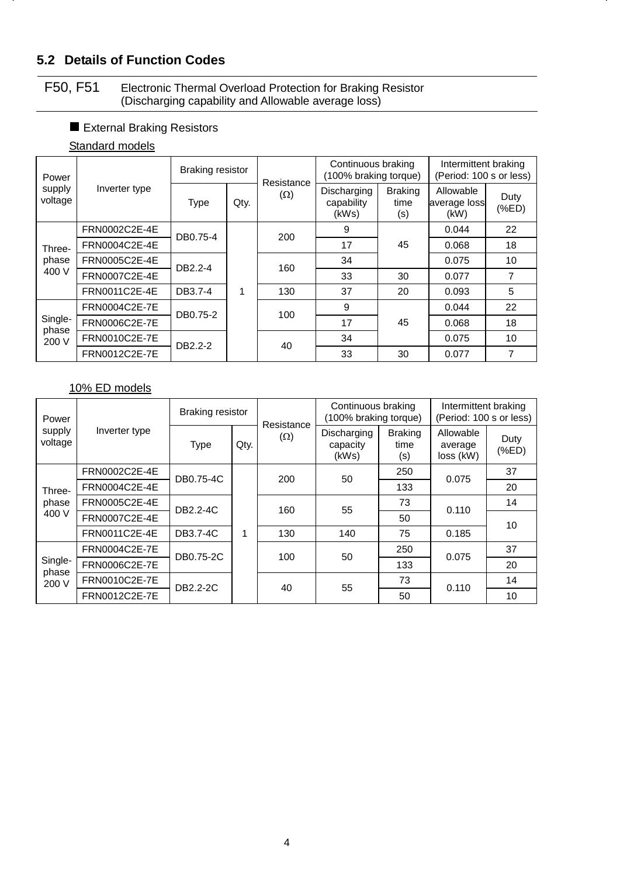## 5.2 Details of Function Codes

**F50, F51** Electronic Thermal Overload Protection for Braking Resistor (Discharging capability and Allowable average loss)

■ External Braking Resistors

Standard models

| Power supply voltage | Inverter type | Braking resistor | | Resistance (Ω) | Continuous braking (100% braking torque) | | Intermittent braking (Period: 100 s or less) | |
|---|---|---|---|---|---|---|---|---|
| | | Type | Qty. | | Discharging capability (kWs) | Braking time (s) | Allowable average loss (kW) | Duty (%ED) |
| Three-phase 400 V | FRN0002C2E-4E | DB0.75-4 | 1 | 200 | 9 | 45 | 0.044 | 22 |
| | FRN0004C2E-4E | | | | 17 | | 0.068 | 18 |
| | FRN0005C2E-4E | DB2.2-4 | | 160 | 34 | | 0.075 | 10 |
| | FRN0007C2E-4E | | | | 33 | 30 | 0.077 | 7 |
| | FRN0011C2E-4E | DB3.7-4 | | 130 | 37 | 20 | 0.093 | 5 |
| Single-phase 200 V | FRN0004C2E-7E | DB0.75-2 | | 100 | 9 | 45 | 0.044 | 22 |
| | FRN0006C2E-7E | | | | 17 | | 0.068 | 18 |
| | FRN0010C2E-7E | DB2.2-2 | | 40 | 34 | | 0.075 | 10 |
| | FRN0012C2E-7E | | | | 33 | 30 | 0.077 | 7 |

10% ED models

| Power supply voltage | Inverter type | Braking resistor | | Resistance (Ω) | Continuous braking (100% braking torque) | | Intermittent braking (Period: 100 s or less) | |
|---|---|---|---|---|---|---|---|---|
| | | Type | Qty. | | Discharging capacity (kWs) | Braking time (s) | Allowable average loss (kW) | Duty (%ED) |
| Three-phase 400 V | FRN0002C2E-4E | DB0.75-4C | 1 | 200 | 50 | 250 | 0.075 | 37 |
| | FRN0004C2E-4E | | | | | 133 | | 20 |
| | FRN0005C2E-4E | DB2.2-4C | | 160 | 55 | 73 | 0.110 | 14 |
| | FRN0007C2E-4E | | | | | 50 | | 10 |
| | FRN0011C2E-4E | DB3.7-4C | | 130 | 140 | 75 | 0.185 | |
| Single-phase 200 V | FRN0004C2E-7E | DB0.75-2C | | 100 | 50 | 250 | 0.075 | 37 |
| | FRN0006C2E-7E | | | | | 133 | | 20 |
| | FRN0010C2E-7E | DB2.2-2C | | 40 | 55 | 73 | 0.110 | 14 |
| | FRN0012C2E-7E | | | | | 50 | | 10 |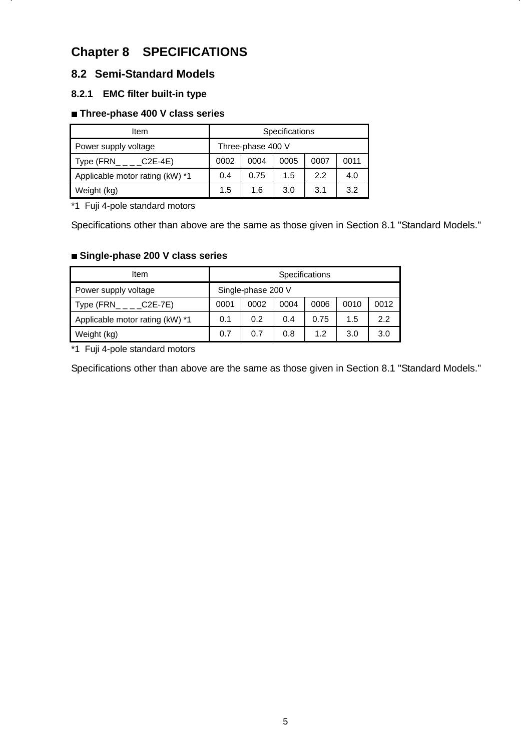# Chapter 8 SPECIFICATIONS

## 8.2 Semi-Standard Models

### 8.2.1 EMC filter built-in type

■ **Three-phase 400 V class series**

| Item | Specifications | | | | |
|---|---|---|---|---|---|
| Power supply voltage | Three-phase 400 V | | | | |
| Type (FRN_ _ _ _C2E-4E) | 0002 | 0004 | 0005 | 0007 | 0011 |
| Applicable motor rating (kW) *1 | 0.4 | 0.75 | 1.5 | 2.2 | 4.0 |
| Weight (kg) | 1.5 | 1.6 | 3.0 | 3.1 | 3.2 |

*1 Fuji 4-pole standard motors

Specifications other than above are the same as those given in Section 8.1 "Standard Models."

■ **Single-phase 200 V class series**

| Item | Specifications | | | | | |
|---|---|---|---|---|---|---|
| Power supply voltage | Single-phase 200 V | | | | | |
| Type (FRN_ _ _ _C2E-7E) | 0001 | 0002 | 0004 | 0006 | 0010 | 0012 |
| Applicable motor rating (kW) *1 | 0.1 | 0.2 | 0.4 | 0.75 | 1.5 | 2.2 |
| Weight (kg) | 0.7 | 0.7 | 0.8 | 1.2 | 3.0 | 3.0 |

*1 Fuji 4-pole standard motors

Specifications other than above are the same as those given in Section 8.1 "Standard Models."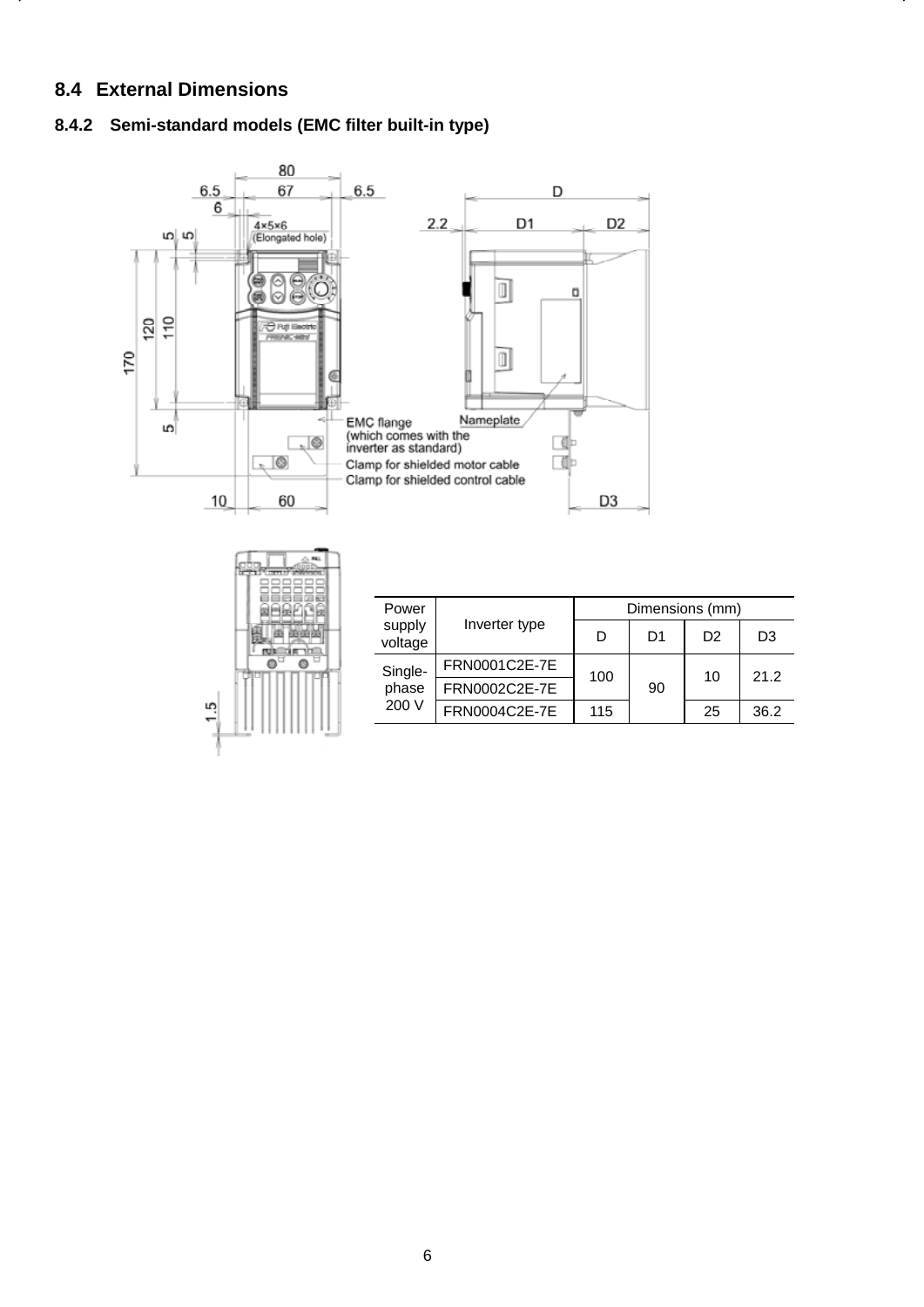## 8.4 External Dimensions

### 8.4.2 Semi-standard models (EMC filter built-in type)

| Power supply voltage | Inverter type | Dimensions (mm) | | | |
|---|---|---|---|---|---|
| | | D | D1 | D2 | D3 |
| Single-phase 200 V | FRN0001C2E-7E | 100 | 90 | 10 | 21.2 |
| | FRN0002C2E-7E | | | | |
| | FRN0004C2E-7E | 115 | | 25 | 36.2 |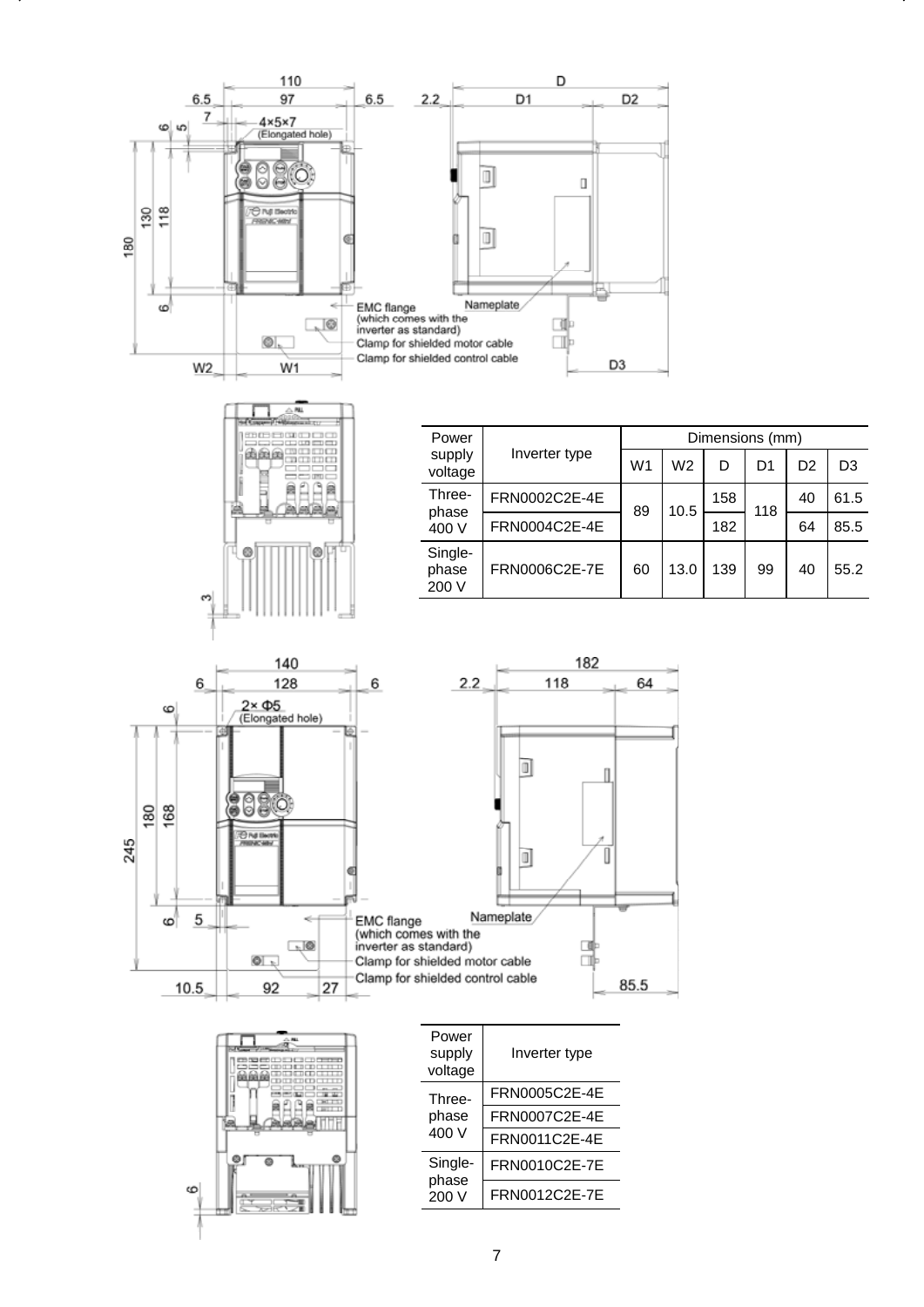110

6.5 97 6.5

7 4×5×7 (Elongated hole)

6 5

180 130 118

6

EMC flange (which comes with the inverter as standard)

Nameplate

Clamp for shielded motor cable

Clamp for shielded control cable

W2 W1

D

2.2 D1 D2

D3

3

| Power supply voltage | Inverter type | Dimensions (mm) | | | | | |
|---|---|---|---|---|---|---|---|
| | | W1 | W2 | D | D1 | D2 | D3 |
| Three-phase 400 V | FRN0002C2E-4E | 89 | 10.5 | 158 | 118 | 40 | 61.5 |
| | FRN0004C2E-4E | | | 182 | | 64 | 85.5 |
| Single-phase 200 V | FRN0006C2E-7E | 60 | 13.0 | 139 | 99 | 40 | 55.2 |

140

6 128 6

2× Φ5 (Elongated hole)

6

245 180 168

6 5

EMC flange (which comes with the inverter as standard)

Nameplate

Clamp for shielded motor cable

Clamp for shielded control cable

10.5 92 27

182

2.2 118 64

85.5

6

| Power supply voltage | Inverter type |
|---|---|
| Three-phase 400 V | FRN0005C2E-4E |
| | FRN0007C2E-4E |
| | FRN0011C2E-4E |
| Single-phase 200 V | FRN0010C2E-7E |
| | FRN0012C2E-7E |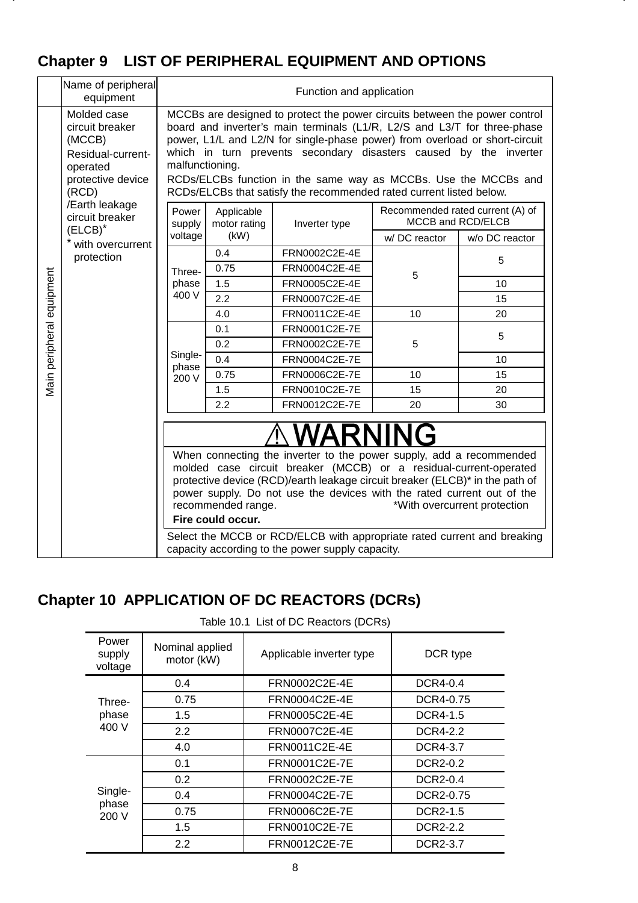# Chapter 9 LIST OF PERIPHERAL EQUIPMENT AND OPTIONS

| | Name of peripheral equipment | Function and application |
|---|---|---|
| Main peripheral equipment | Molded case circuit breaker (MCCB)<br>Residual-current-operated protective device (RCD)<br>/Earth leakage circuit breaker (ELCB)*<br>* with overcurrent protection | MCCBs are designed to protect the power circuits between the power control board and inverter's main terminals (L1/R, L2/S and L3/T for three-phase power, L1/L and L2/N for single-phase power) from overload or short-circuit which in turn prevents secondary disasters caused by the inverter malfunctioning.<br>RCDs/ELCBs function in the same way as MCCBs. Use the MCCBs and RCDs/ELCBs that satisfy the recommended rated current listed below. |

| Power supply voltage | Applicable motor rating (kW) | Inverter type | Recommended rated current (A) of MCCB and RCD/ELCB | |
|---|---|---|---|---|
| | | | w/ DC reactor | w/o DC reactor |
| Three-phase 400 V | 0.4 | FRN0002C2E-4E | 5 | 5 |
| | 0.75 | FRN0004C2E-4E | | |
| | 1.5 | FRN0005C2E-4E | | 10 |
| | 2.2 | FRN0007C2E-4E | | 15 |
| | 4.0 | FRN0011C2E-4E | 10 | 20 |
| Single-phase 200 V | 0.1 | FRN0001C2E-7E | 5 | 5 |
| | 0.2 | FRN0002C2E-7E | | |
| | 0.4 | FRN0004C2E-7E | | 10 |
| | 0.75 | FRN0006C2E-7E | 10 | 15 |
| | 1.5 | FRN0010C2E-7E | 15 | 20 |
| | 2.2 | FRN0012C2E-7E | 20 | 30 |

**⚠WARNING**

When connecting the inverter to the power supply, add a recommended molded case circuit breaker (MCCB) or a residual-current-operated protective device (RCD)/earth leakage circuit breaker (ELCB)* in the path of power supply. Do not use the devices with the rated current out of the recommended range. *With overcurrent protection

**Fire could occur.**

Select the MCCB or RCD/ELCB with appropriate rated current and breaking capacity according to the power supply capacity.

# Chapter 10 APPLICATION OF DC REACTORS (DCRs)

Table 10.1 List of DC Reactors (DCRs)

| Power supply voltage | Nominal applied motor (kW) | Applicable inverter type | DCR type |
|---|---|---|---|
| Three-phase 400 V | 0.4 | FRN0002C2E-4E | DCR4-0.4 |
| | 0.75 | FRN0004C2E-4E | DCR4-0.75 |
| | 1.5 | FRN0005C2E-4E | DCR4-1.5 |
| | 2.2 | FRN0007C2E-4E | DCR4-2.2 |
| | 4.0 | FRN0011C2E-4E | DCR4-3.7 |
| Single-phase 200 V | 0.1 | FRN0001C2E-7E | DCR2-0.2 |
| | 0.2 | FRN0002C2E-7E | DCR2-0.4 |
| | 0.4 | FRN0004C2E-7E | DCR2-0.75 |
| | 0.75 | FRN0006C2E-7E | DCR2-1.5 |
| | 1.5 | FRN0010C2E-7E | DCR2-2.2 |
| | 2.2 | FRN0012C2E-7E | DCR2-3.7 |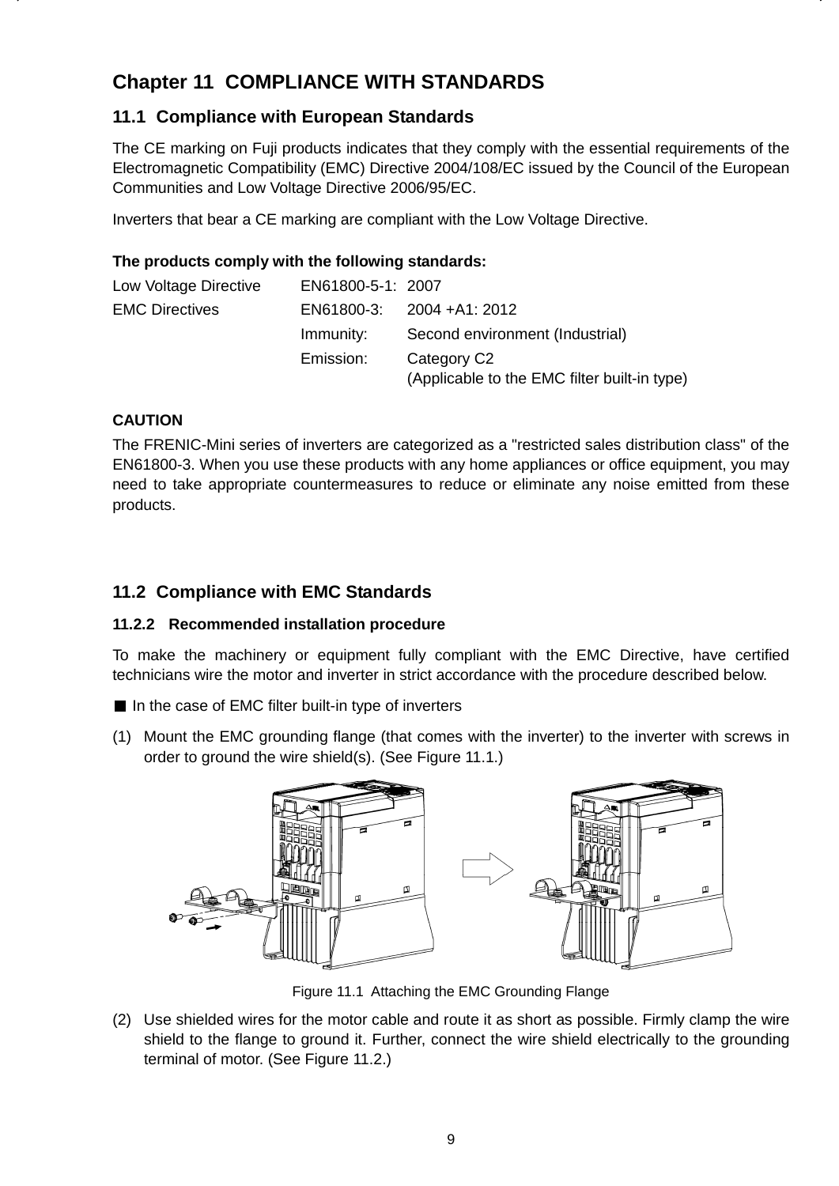# Chapter 11 COMPLIANCE WITH STANDARDS

## 11.1 Compliance with European Standards

The CE marking on Fuji products indicates that they comply with the essential requirements of the Electromagnetic Compatibility (EMC) Directive 2004/108/EC issued by the Council of the European Communities and Low Voltage Directive 2006/95/EC.

Inverters that bear a CE marking are compliant with the Low Voltage Directive.

**The products comply with the following standards:**

| | | |
|---|---|---|
| Low Voltage Directive | EN61800-5-1: | 2007 |
| EMC Directives | EN61800-3: | 2004 +A1: 2012 |
| | Immunity: | Second environment (Industrial) |
| | Emission: | Category C2<br>(Applicable to the EMC filter built-in type) |

**CAUTION**

The FRENIC-Mini series of inverters are categorized as a "restricted sales distribution class" of the EN61800-3. When you use these products with any home appliances or office equipment, you may need to take appropriate countermeasures to reduce or eliminate any noise emitted from these products.

## 11.2 Compliance with EMC Standards

### 11.2.2 Recommended installation procedure

To make the machinery or equipment fully compliant with the EMC Directive, have certified technicians wire the motor and inverter in strict accordance with the procedure described below.

■ In the case of EMC filter built-in type of inverters

(1) Mount the EMC grounding flange (that comes with the inverter) to the inverter with screws in order to ground the wire shield(s). (See Figure 11.1.)

Figure 11.1 Attaching the EMC Grounding Flange

(2) Use shielded wires for the motor cable and route it as short as possible. Firmly clamp the wire shield to the flange to ground it. Further, connect the wire shield electrically to the grounding terminal of motor. (See Figure 11.2.)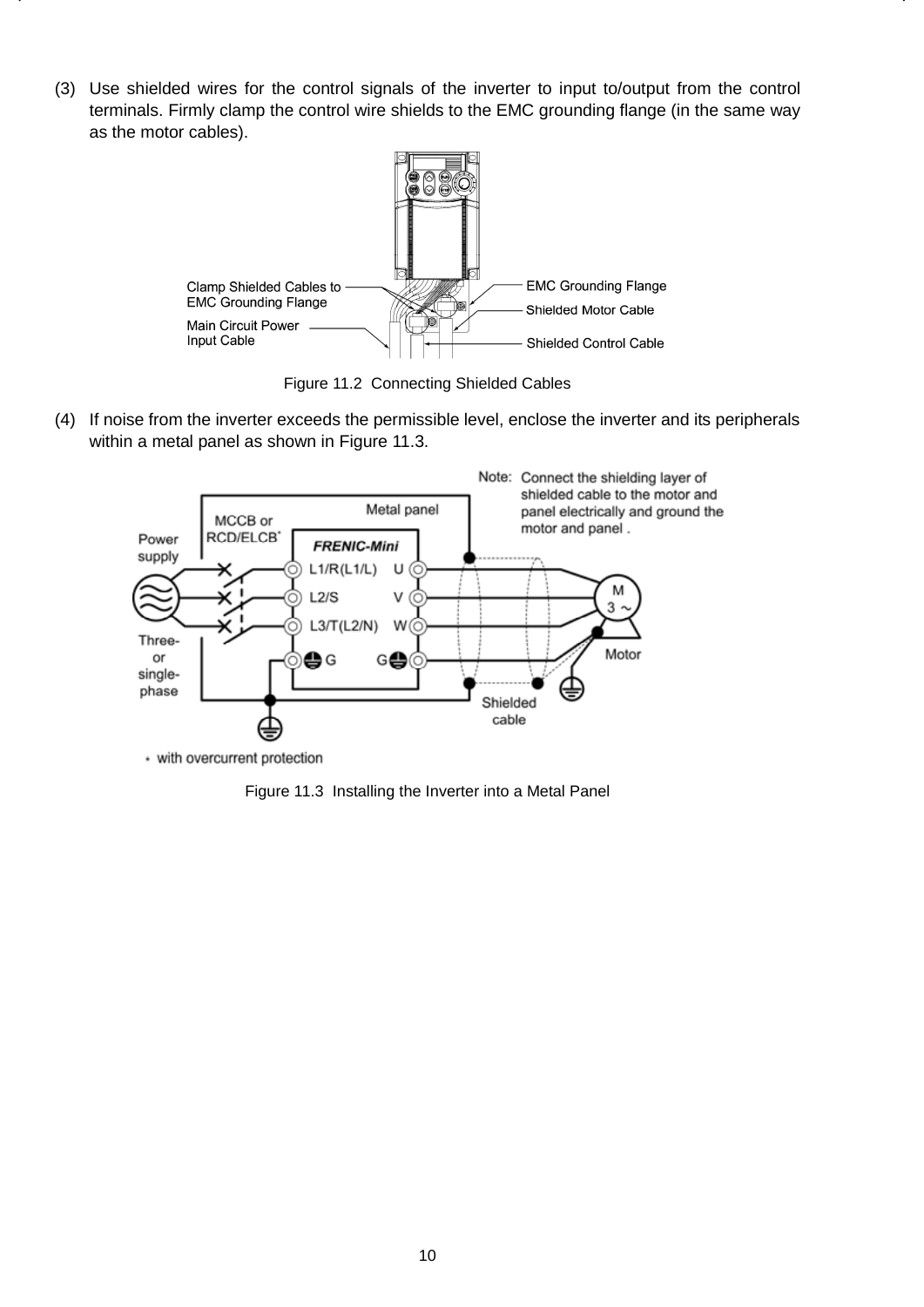(3) Use shielded wires for the control signals of the inverter to input to/output from the control terminals. Firmly clamp the control wire shields to the EMC grounding flange (in the same way as the motor cables).

Figure 11.2 Connecting Shielded Cables

(4) If noise from the inverter exceeds the permissible level, enclose the inverter and its peripherals within a metal panel as shown in Figure 11.3.

Figure 11.3 Installing the Inverter into a Metal Panel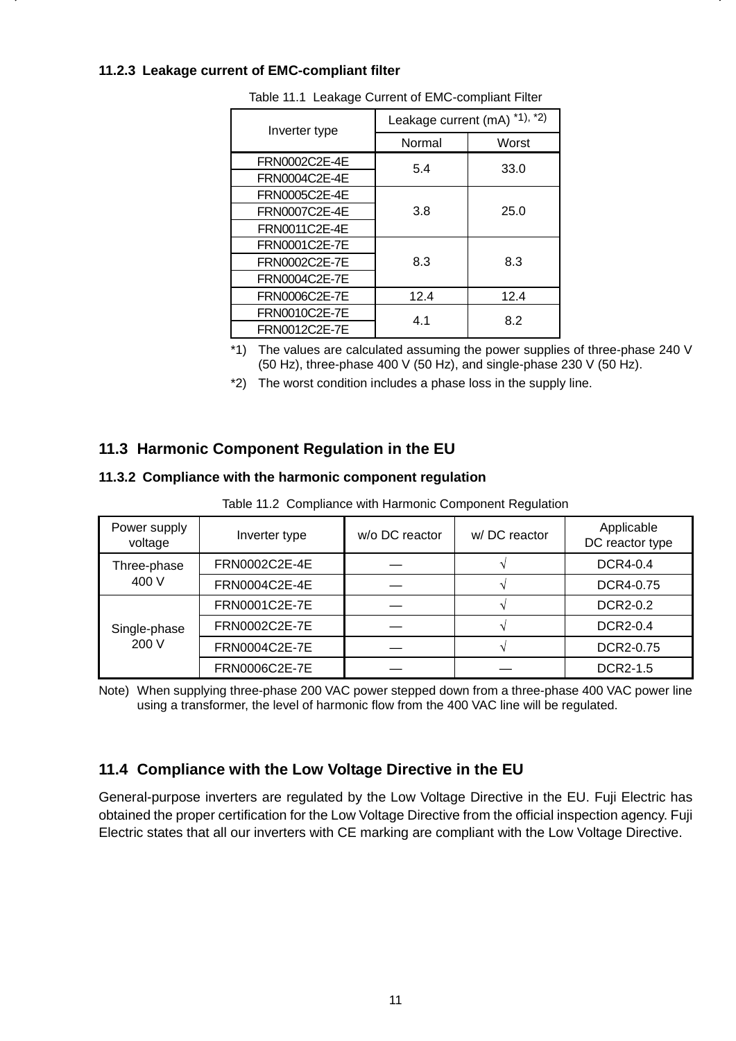### 11.2.3 Leakage current of EMC-compliant filter

Table 11.1 Leakage Current of EMC-compliant Filter

| Inverter type | Leakage current (mA) *1), *2) | |
|---|---|---|
| | Normal | Worst |
| FRN0002C2E-4E | 5.4 | 33.0 |
| FRN0004C2E-4E | | |
| FRN0005C2E-4E | 3.8 | 25.0 |
| FRN0007C2E-4E | | |
| FRN0011C2E-4E | | |
| FRN0001C2E-7E | 8.3 | 8.3 |
| FRN0002C2E-7E | | |
| FRN0004C2E-7E | | |
| FRN0006C2E-7E | 12.4 | 12.4 |
| FRN0010C2E-7E | 4.1 | 8.2 |
| FRN0012C2E-7E | | |

*1) The values are calculated assuming the power supplies of three-phase 240 V (50 Hz), three-phase 400 V (50 Hz), and single-phase 230 V (50 Hz).

*2) The worst condition includes a phase loss in the supply line.

## 11.3 Harmonic Component Regulation in the EU

### 11.3.2 Compliance with the harmonic component regulation

Table 11.2 Compliance with Harmonic Component Regulation

| Power supply voltage | Inverter type | w/o DC reactor | w/ DC reactor | Applicable DC reactor type |
|---|---|---|---|---|
| Three-phase 400 V | FRN0002C2E-4E | — | √ | DCR4-0.4 |
| | FRN0004C2E-4E | — | √ | DCR4-0.75 |
| Single-phase 200 V | FRN0001C2E-7E | — | √ | DCR2-0.2 |
| | FRN0002C2E-7E | — | √ | DCR2-0.4 |
| | FRN0004C2E-7E | — | √ | DCR2-0.75 |
| | FRN0006C2E-7E | — | — | DCR2-1.5 |

Note) When supplying three-phase 200 VAC power stepped down from a three-phase 400 VAC power line using a transformer, the level of harmonic flow from the 400 VAC line will be regulated.

## 11.4 Compliance with the Low Voltage Directive in the EU

General-purpose inverters are regulated by the Low Voltage Directive in the EU. Fuji Electric has obtained the proper certification for the Low Voltage Directive from the official inspection agency. Fuji Electric states that all our inverters with CE marking are compliant with the Low Voltage Directive.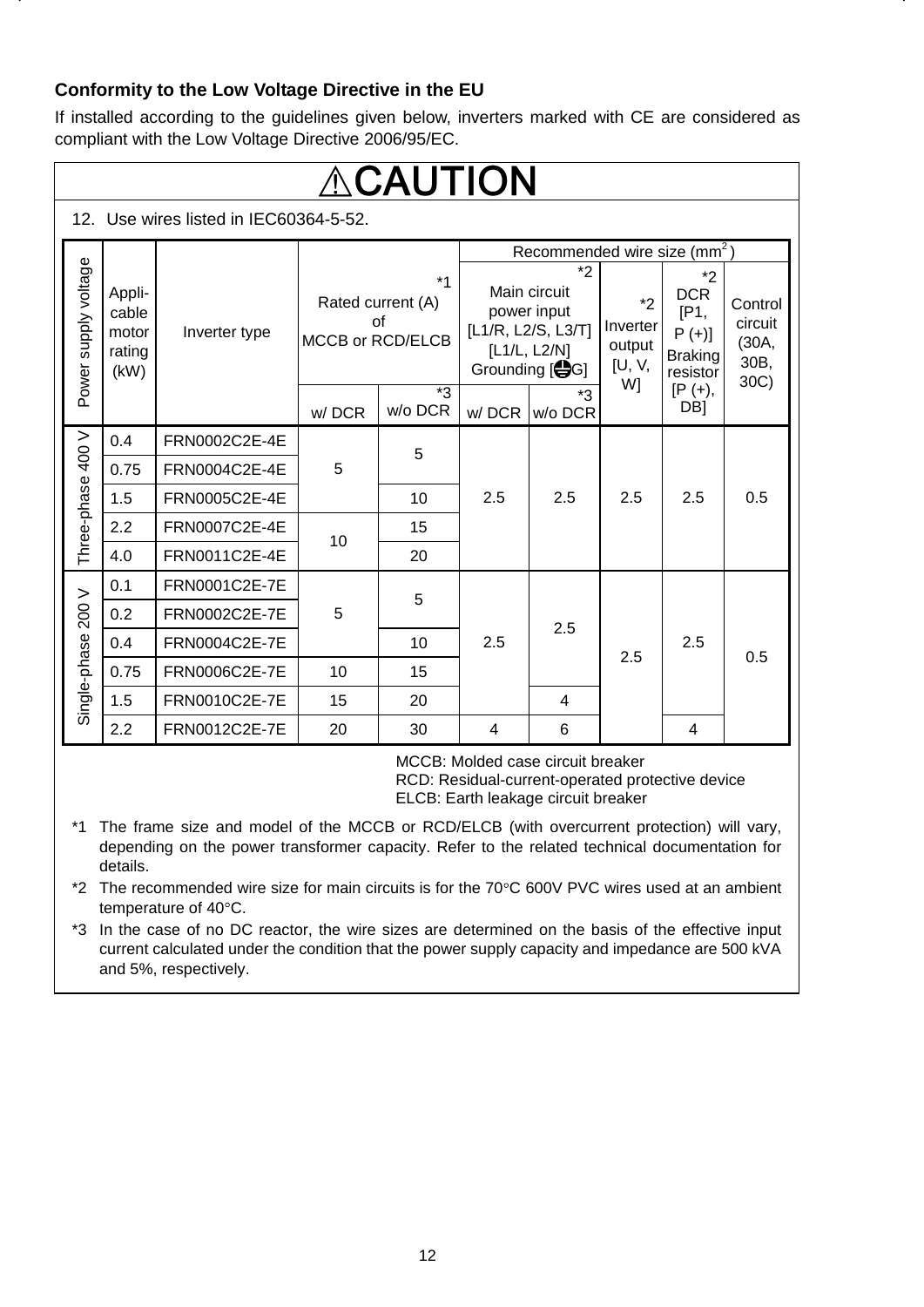### Conformity to the Low Voltage Directive in the EU

If installed according to the guidelines given below, inverters marked with CE are considered as compliant with the Low Voltage Directive 2006/95/EC.

## ⚠CAUTION

12. Use wires listed in IEC60364-5-52.

| Power supply voltage | Appli-cable motor rating (kW) | Inverter type | *1 Rated current (A) of MCCB or RCD/ELCB | | Recommended wire size (mm²) | | | | |
|---|---|---|---|---|---|---|---|---|---|
| | | | | | *2 Main circuit power input [L1/R, L2/S, L3/T] [L1/L, L2/N] Grounding [⏚G] | | *2 Inverter output [U, V, W] | *2 DCR [P1, P (+)] Braking resistor [P (+), DB] | Control circuit (30A, 30B, 30C) |
| | | | w/ DCR | *3 w/o DCR | w/ DCR | *3 w/o DCR | | | |
| Three-phase 400 V | 0.4 | FRN0002C2E-4E | 5 | 5 | 2.5 | 2.5 | 2.5 | 2.5 | 0.5 |
| | 0.75 | FRN0004C2E-4E | | | | | | | |
| | 1.5 | FRN0005C2E-4E | | 10 | | | | | |
| | 2.2 | FRN0007C2E-4E | 10 | 15 | | | | | |
| | 4.0 | FRN0011C2E-4E | | 20 | | | | | |
| Single-phase 200 V | 0.1 | FRN0001C2E-7E | 5 | 5 | 2.5 | 2.5 | 2.5 | 2.5 | 0.5 |
| | 0.2 | FRN0002C2E-7E | | | | | | | |
| | 0.4 | FRN0004C2E-7E | | 10 | | | | | |
| | 0.75 | FRN0006C2E-7E | 10 | 15 | | | | | |
| | 1.5 | FRN0010C2E-7E | 15 | 20 | | 4 | | | |
| | 2.2 | FRN0012C2E-7E | 20 | 30 | 4 | 6 | | 4 | |

MCCB: Molded case circuit breaker
RCD: Residual-current-operated protective device
ELCB: Earth leakage circuit breaker

*1 The frame size and model of the MCCB or RCD/ELCB (with overcurrent protection) will vary, depending on the power transformer capacity. Refer to the related technical documentation for details.

*2 The recommended wire size for main circuits is for the 70°C 600V PVC wires used at an ambient temperature of 40°C.

*3 In the case of no DC reactor, the wire sizes are determined on the basis of the effective input current calculated under the condition that the power supply capacity and impedance are 500 kVA and 5%, respectively.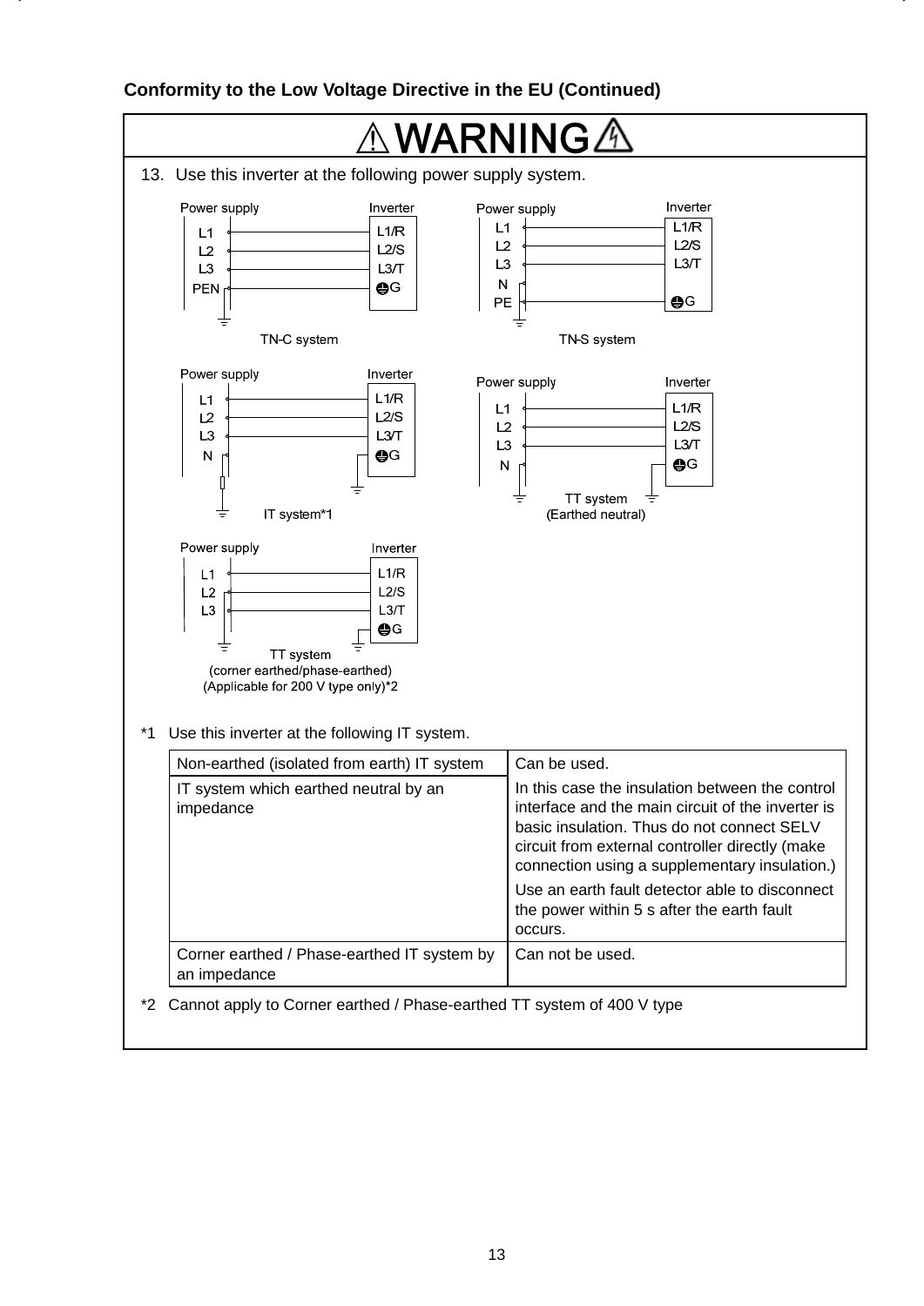**Conformity to the Low Voltage Directive in the EU (Continued)**

## ⚠WARNING

13. Use this inverter at the following power supply system.

Power supply | Inverter
L1 — L1/R
L2 — L2/S
L3 — L3/T
PEN — G

TN-C system

Power supply | Inverter
L1 — L1/R
L2 — L2/S
L3 — L3/T
N
PE — G

TN-S system

Power supply | Inverter
L1 — L1/R
L2 — L2/S
L3 — L3/T
N — G

IT system*1

Power supply | Inverter
L1 — L1/R
L2 — L2/S
L3 — L3/T
N — G

TT system
(Earthed neutral)

Power supply | Inverter
L1 — L1/R
L2 — L2/S
L3 — L3/T
G

TT system
(corner earthed/phase-earthed)
(Applicable for 200 V type only)*2

*1 Use this inverter at the following IT system.

| | |
|---|---|
| Non-earthed (isolated from earth) IT system | Can be used. |
| IT system which earthed neutral by an impedance | In this case the insulation between the control interface and the main circuit of the inverter is basic insulation. Thus do not connect SELV circuit from external controller directly (make connection using a supplementary insulation.)<br>Use an earth fault detector able to disconnect the power within 5 s after the earth fault occurs. |
| Corner earthed / Phase-earthed IT system by an impedance | Can not be used. |

*2 Cannot apply to Corner earthed / Phase-earthed TT system of 400 V type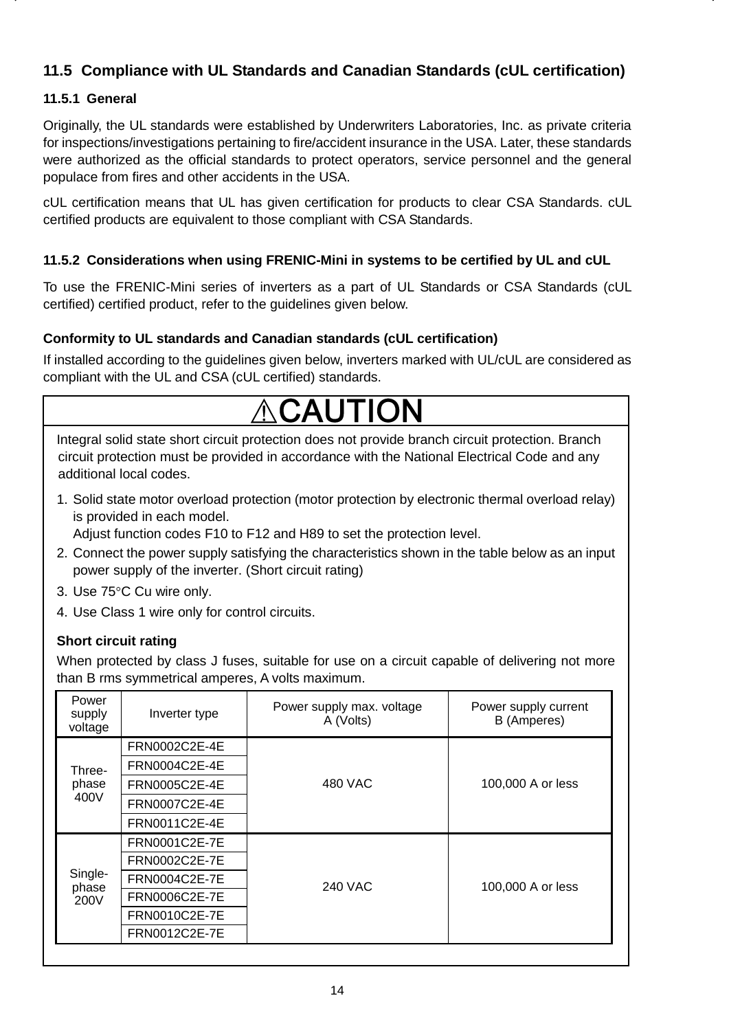## 11.5 Compliance with UL Standards and Canadian Standards (cUL certification)

### 11.5.1 General

Originally, the UL standards were established by Underwriters Laboratories, Inc. as private criteria for inspections/investigations pertaining to fire/accident insurance in the USA. Later, these standards were authorized as the official standards to protect operators, service personnel and the general populace from fires and other accidents in the USA.

cUL certification means that UL has given certification for products to clear CSA Standards. cUL certified products are equivalent to those compliant with CSA Standards.

### 11.5.2 Considerations when using FRENIC-Mini in systems to be certified by UL and cUL

To use the FRENIC-Mini series of inverters as a part of UL Standards or CSA Standards (cUL certified) certified product, refer to the guidelines given below.

**Conformity to UL standards and Canadian standards (cUL certification)**

If installed according to the guidelines given below, inverters marked with UL/cUL are considered as compliant with the UL and CSA (cUL certified) standards.

**⚠CAUTION**

Integral solid state short circuit protection does not provide branch circuit protection. Branch circuit protection must be provided in accordance with the National Electrical Code and any additional local codes.

1. Solid state motor overload protection (motor protection by electronic thermal overload relay) is provided in each model.
   Adjust function codes F10 to F12 and H89 to set the protection level.
2. Connect the power supply satisfying the characteristics shown in the table below as an input power supply of the inverter. (Short circuit rating)
3. Use 75°C Cu wire only.
4. Use Class 1 wire only for control circuits.

**Short circuit rating**

When protected by class J fuses, suitable for use on a circuit capable of delivering not more than B rms symmetrical amperes, A volts maximum.

| Power supply voltage | Inverter type | Power supply max. voltage A (Volts) | Power supply current B (Amperes) |
|---|---|---|---|
| Three-phase 400V | FRN0002C2E-4E | 480 VAC | 100,000 A or less |
| | FRN0004C2E-4E | | |
| | FRN0005C2E-4E | | |
| | FRN0007C2E-4E | | |
| | FRN0011C2E-4E | | |
| Single-phase 200V | FRN0001C2E-7E | 240 VAC | 100,000 A or less |
| | FRN0002C2E-7E | | |
| | FRN0004C2E-7E | | |
| | FRN0006C2E-7E | | |
| | FRN0010C2E-7E | | |
| | FRN0012C2E-7E | | |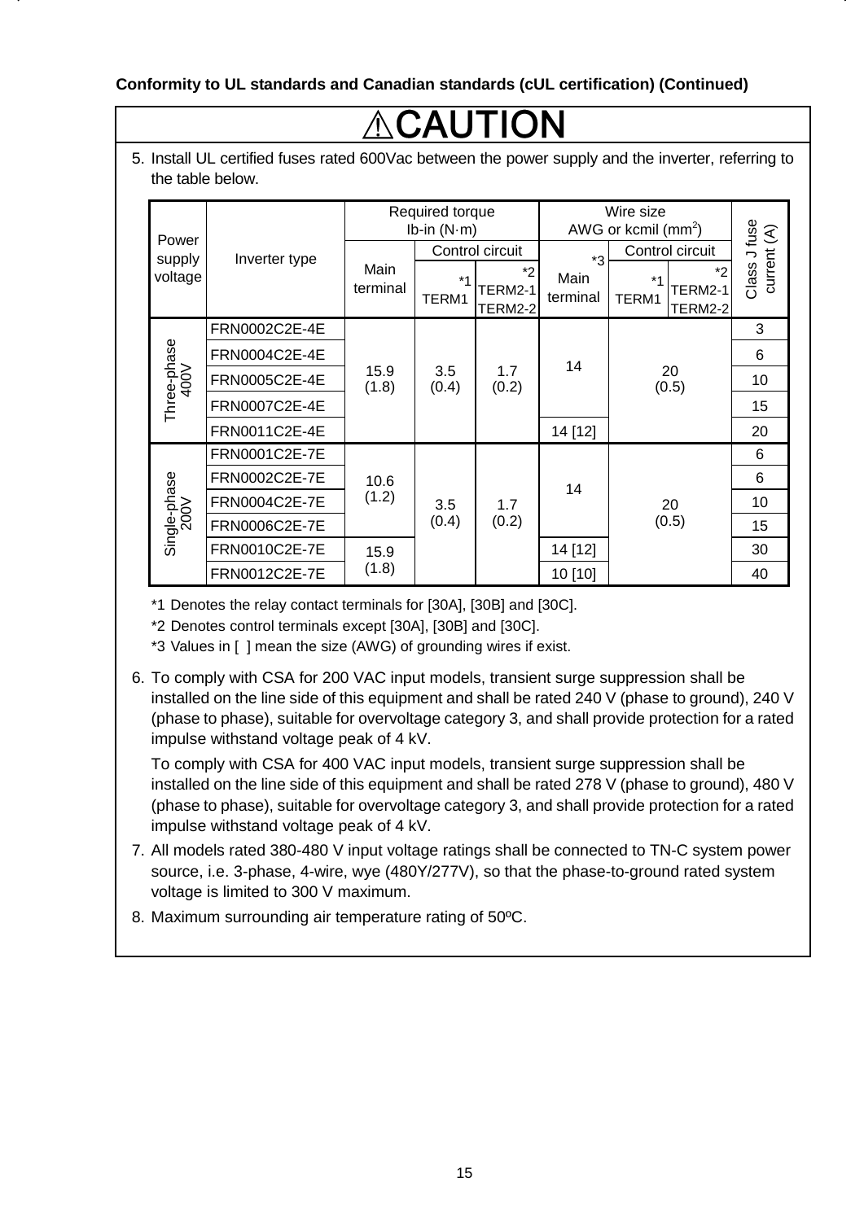**Conformity to UL standards and Canadian standards (cUL certification) (Continued)**

## ⚠CAUTION

5. Install UL certified fuses rated 600Vac between the power supply and the inverter, referring to the table below.

| Power supply voltage | Inverter type | Required torque lb-in (N·m) | | | Wire size AWG or kcmil (mm²) | | | Class J fuse current (A) |
|---|---|---|---|---|---|---|---|---|
| | | Main terminal | Control circuit | | *3 Main terminal | Control circuit | | |
| | | | *1 TERM1 | *2 TERM2-1 TERM2-2 | | *1 TERM1 | *2 TERM2-1 TERM2-2 | |
| Three-phase 400V | FRN0002C2E-4E | 15.9 (1.8) | 3.5 (0.4) | 1.7 (0.2) | 14 | 20 (0.5) | | 3 |
| | FRN0004C2E-4E | | | | | | | 6 |
| | FRN0005C2E-4E | | | | | | | 10 |
| | FRN0007C2E-4E | | | | | | | 15 |
| | FRN0011C2E-4E | | | | 14 [12] | | | 20 |
| Single-phase 200V | FRN0001C2E-7E | 10.6 (1.2) | 3.5 (0.4) | 1.7 (0.2) | 14 | 20 (0.5) | | 6 |
| | FRN0002C2E-7E | | | | | | | 6 |
| | FRN0004C2E-7E | | | | | | | 10 |
| | FRN0006C2E-7E | | | | | | | 15 |
| | FRN0010C2E-7E | 15.9 (1.8) | | | 14 [12] | | | 30 |
| | FRN0012C2E-7E | | | | 10 [10] | | | 40 |

*1 Denotes the relay contact terminals for [30A], [30B] and [30C].

*2 Denotes control terminals except [30A], [30B] and [30C].

*3 Values in [ ] mean the size (AWG) of grounding wires if exist.

6. To comply with CSA for 200 VAC input models, transient surge suppression shall be installed on the line side of this equipment and shall be rated 240 V (phase to ground), 240 V (phase to phase), suitable for overvoltage category 3, and shall provide protection for a rated impulse withstand voltage peak of 4 kV.

   To comply with CSA for 400 VAC input models, transient surge suppression shall be installed on the line side of this equipment and shall be rated 278 V (phase to ground), 480 V (phase to phase), suitable for overvoltage category 3, and shall provide protection for a rated impulse withstand voltage peak of 4 kV.

7. All models rated 380-480 V input voltage ratings shall be connected to TN-C system power source, i.e. 3-phase, 4-wire, wye (480Y/277V), so that the phase-to-ground rated system voltage is limited to 300 V maximum.

8. Maximum surrounding air temperature rating of 50ºC.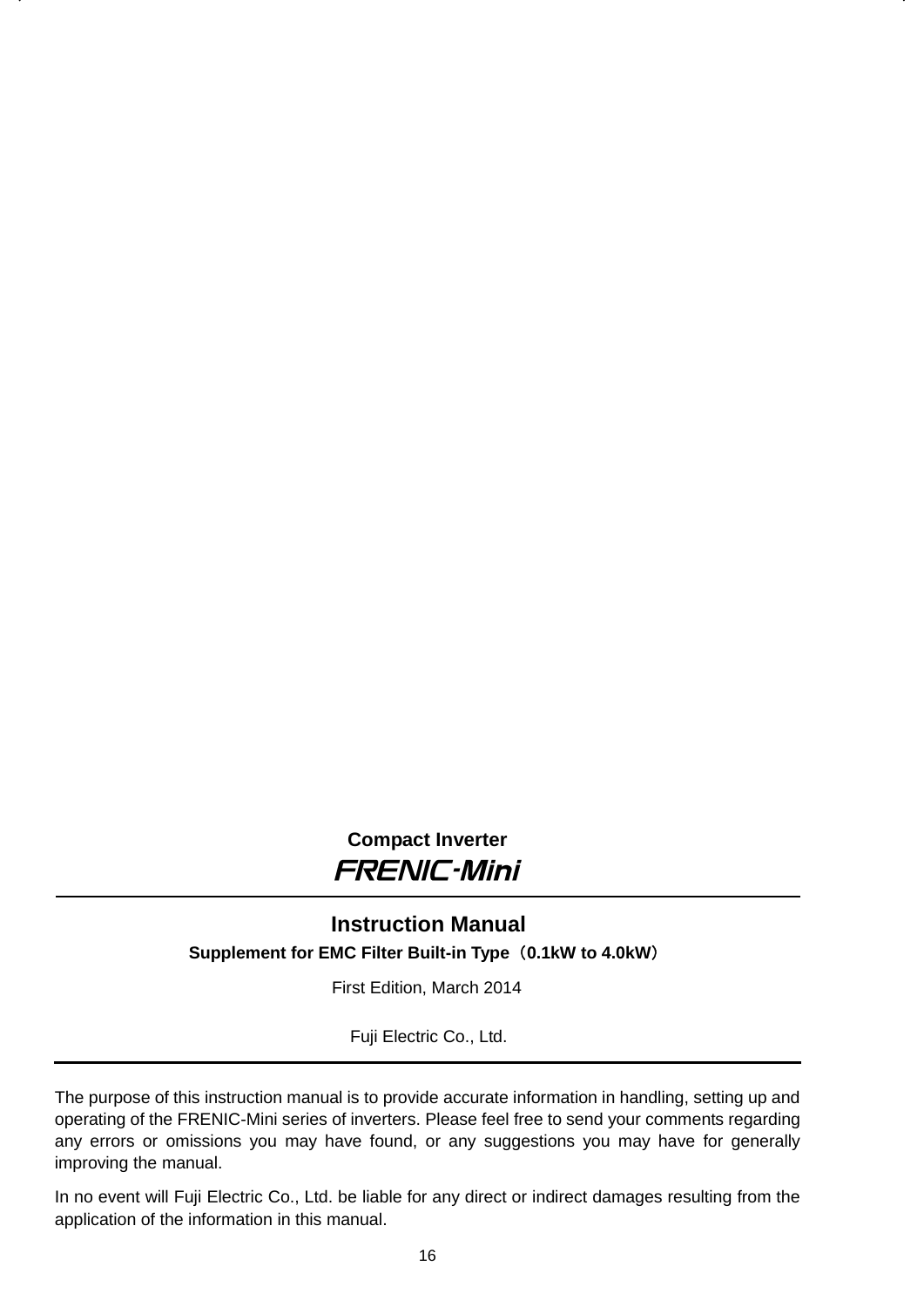**Compact Inverter**

***FRENIC-Mini***

---

## Instruction Manual

**Supplement for EMC Filter Built-in Type（0.1kW to 4.0kW）**

First Edition, March 2014

Fuji Electric Co., Ltd.

---

The purpose of this instruction manual is to provide accurate information in handling, setting up and operating of the FRENIC-Mini series of inverters. Please feel free to send your comments regarding any errors or omissions you may have found, or any suggestions you may have for generally improving the manual.

In no event will Fuji Electric Co., Ltd. be liable for any direct or indirect damages resulting from the application of the information in this manual.